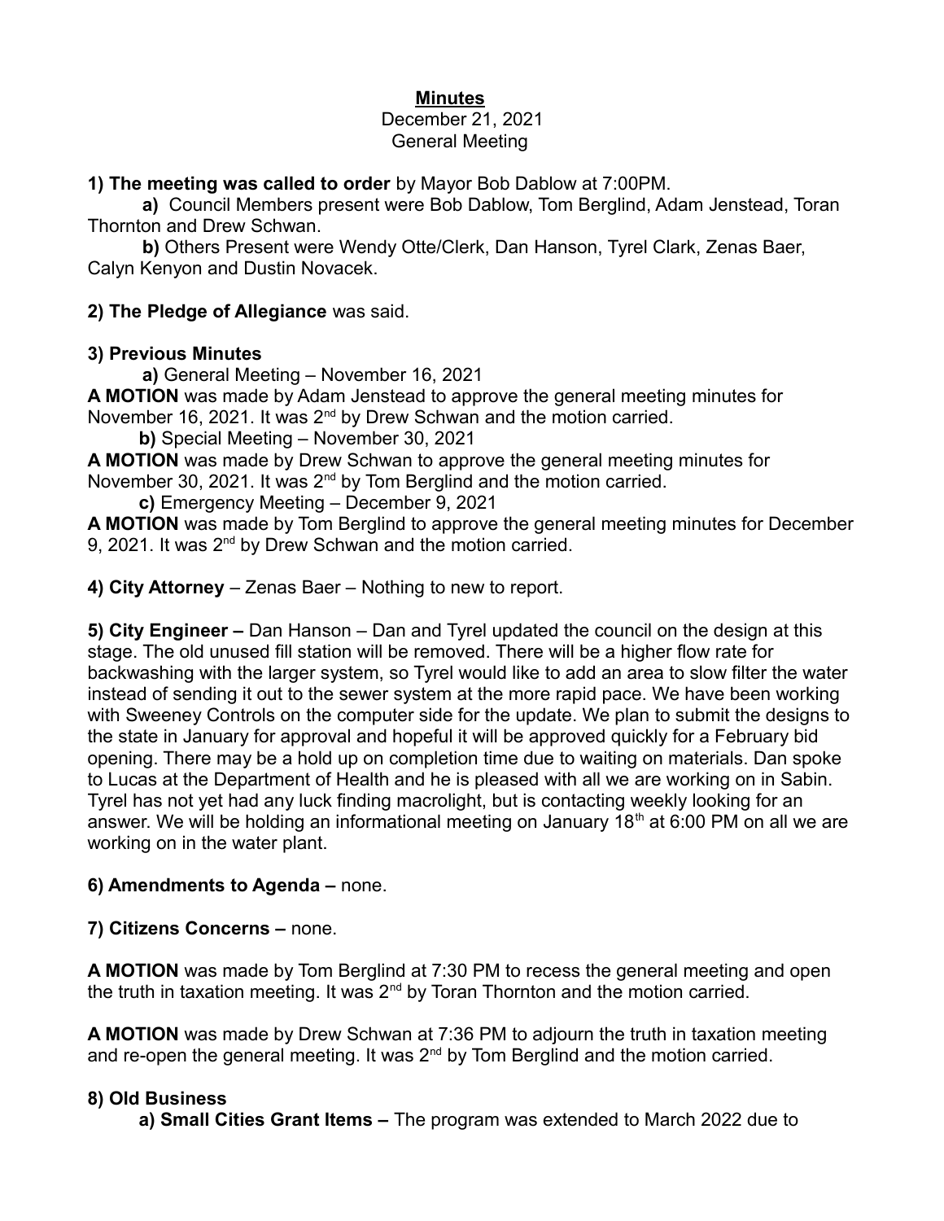# Minutes

December 21, 2021
General Meeting

**1) The meeting was called to order** by Mayor Bob Dablow at 7:00PM.

**a)** Council Members present were Bob Dablow, Tom Berglind, Adam Jenstead, Toran Thornton and Drew Schwan.

**b)** Others Present were Wendy Otte/Clerk, Dan Hanson, Tyrel Clark, Zenas Baer, Calyn Kenyon and Dustin Novacek.

**2) The Pledge of Allegiance** was said.

**3) Previous Minutes**

**a)** General Meeting – November 16, 2021

**A MOTION** was made by Adam Jenstead to approve the general meeting minutes for November 16, 2021. It was 2nd by Drew Schwan and the motion carried.

**b)** Special Meeting – November 30, 2021

**A MOTION** was made by Drew Schwan to approve the general meeting minutes for November 30, 2021. It was 2nd by Tom Berglind and the motion carried.

**c)** Emergency Meeting – December 9, 2021

**A MOTION** was made by Tom Berglind to approve the general meeting minutes for December 9, 2021. It was 2nd by Drew Schwan and the motion carried.

**4) City Attorney** – Zenas Baer – Nothing to new to report.

**5) City Engineer –** Dan Hanson – Dan and Tyrel updated the council on the design at this stage. The old unused fill station will be removed. There will be a higher flow rate for backwashing with the larger system, so Tyrel would like to add an area to slow filter the water instead of sending it out to the sewer system at the more rapid pace. We have been working with Sweeney Controls on the computer side for the update. We plan to submit the designs to the state in January for approval and hopeful it will be approved quickly for a February bid opening. There may be a hold up on completion time due to waiting on materials. Dan spoke to Lucas at the Department of Health and he is pleased with all we are working on in Sabin. Tyrel has not yet had any luck finding macrolight, but is contacting weekly looking for an answer. We will be holding an informational meeting on January 18th at 6:00 PM on all we are working on in the water plant.

**6) Amendments to Agenda –** none.

**7) Citizens Concerns –** none.

**A MOTION** was made by Tom Berglind at 7:30 PM to recess the general meeting and open the truth in taxation meeting. It was 2nd by Toran Thornton and the motion carried.

**A MOTION** was made by Drew Schwan at 7:36 PM to adjourn the truth in taxation meeting and re-open the general meeting. It was 2nd by Tom Berglind and the motion carried.

**8) Old Business**

**a) Small Cities Grant Items –** The program was extended to March 2022 due to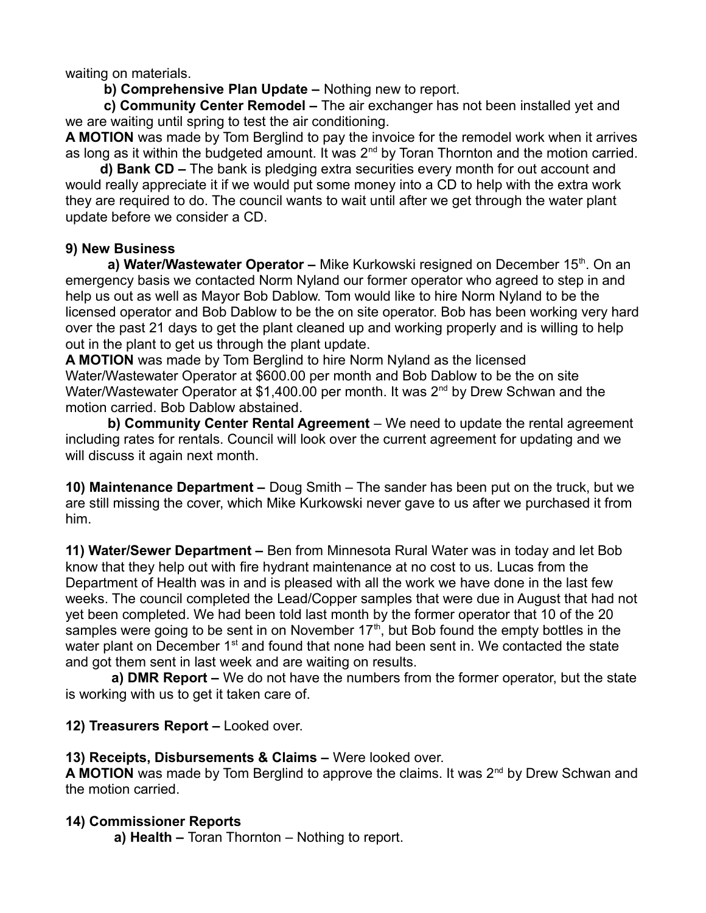waiting on materials.

**b) Comprehensive Plan Update –** Nothing new to report.

**c) Community Center Remodel –** The air exchanger has not been installed yet and we are waiting until spring to test the air conditioning.

**A MOTION** was made by Tom Berglind to pay the invoice for the remodel work when it arrives as long as it within the budgeted amount. It was 2nd by Toran Thornton and the motion carried.

**d) Bank CD –** The bank is pledging extra securities every month for out account and would really appreciate it if we would put some money into a CD to help with the extra work they are required to do. The council wants to wait until after we get through the water plant update before we consider a CD.

**9) New Business**

**a) Water/Wastewater Operator –** Mike Kurkowski resigned on December 15th. On an emergency basis we contacted Norm Nyland our former operator who agreed to step in and help us out as well as Mayor Bob Dablow. Tom would like to hire Norm Nyland to be the licensed operator and Bob Dablow to be the on site operator. Bob has been working very hard over the past 21 days to get the plant cleaned up and working properly and is willing to help out in the plant to get us through the plant update.

**A MOTION** was made by Tom Berglind to hire Norm Nyland as the licensed Water/Wastewater Operator at $600.00 per month and Bob Dablow to be the on site Water/Wastewater Operator at $1,400.00 per month. It was 2nd by Drew Schwan and the motion carried. Bob Dablow abstained.

**b) Community Center Rental Agreement** – We need to update the rental agreement including rates for rentals. Council will look over the current agreement for updating and we will discuss it again next month.

**10) Maintenance Department –** Doug Smith – The sander has been put on the truck, but we are still missing the cover, which Mike Kurkowski never gave to us after we purchased it from him.

**11) Water/Sewer Department –** Ben from Minnesota Rural Water was in today and let Bob know that they help out with fire hydrant maintenance at no cost to us. Lucas from the Department of Health was in and is pleased with all the work we have done in the last few weeks. The council completed the Lead/Copper samples that were due in August that had not yet been completed. We had been told last month by the former operator that 10 of the 20 samples were going to be sent in on November 17th, but Bob found the empty bottles in the water plant on December 1st and found that none had been sent in. We contacted the state and got them sent in last week and are waiting on results.

**a) DMR Report –** We do not have the numbers from the former operator, but the state is working with us to get it taken care of.

**12) Treasurers Report –** Looked over.

**13) Receipts, Disbursements & Claims –** Were looked over.

**A MOTION** was made by Tom Berglind to approve the claims. It was 2nd by Drew Schwan and the motion carried.

**14) Commissioner Reports**

**a) Health –** Toran Thornton – Nothing to report.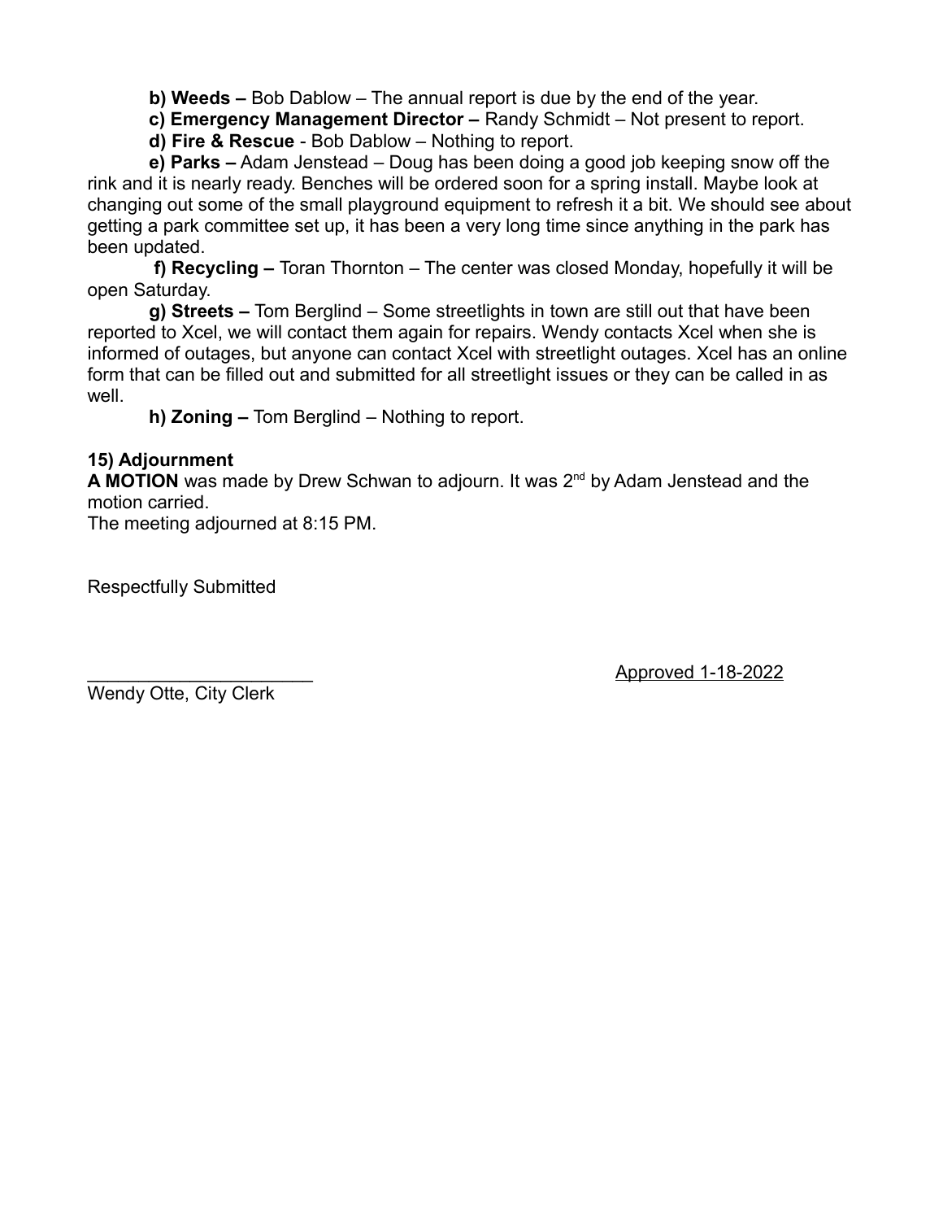**b) Weeds –** Bob Dablow – The annual report is due by the end of the year.

**c) Emergency Management Director –** Randy Schmidt – Not present to report.

**d) Fire & Rescue** - Bob Dablow – Nothing to report.

**e) Parks –** Adam Jenstead – Doug has been doing a good job keeping snow off the rink and it is nearly ready. Benches will be ordered soon for a spring install. Maybe look at changing out some of the small playground equipment to refresh it a bit. We should see about getting a park committee set up, it has been a very long time since anything in the park has been updated.

**f) Recycling –** Toran Thornton – The center was closed Monday, hopefully it will be open Saturday.

**g) Streets –** Tom Berglind – Some streetlights in town are still out that have been reported to Xcel, we will contact them again for repairs. Wendy contacts Xcel when she is informed of outages, but anyone can contact Xcel with streetlight outages. Xcel has an online form that can be filled out and submitted for all streetlight issues or they can be called in as well.

**h) Zoning –** Tom Berglind – Nothing to report.

**15) Adjournment**

**A MOTION** was made by Drew Schwan to adjourn. It was 2nd by Adam Jenstead and the motion carried.

The meeting adjourned at 8:15 PM.

Respectfully Submitted

______________________ Approved 1-18-2022

Wendy Otte, City Clerk